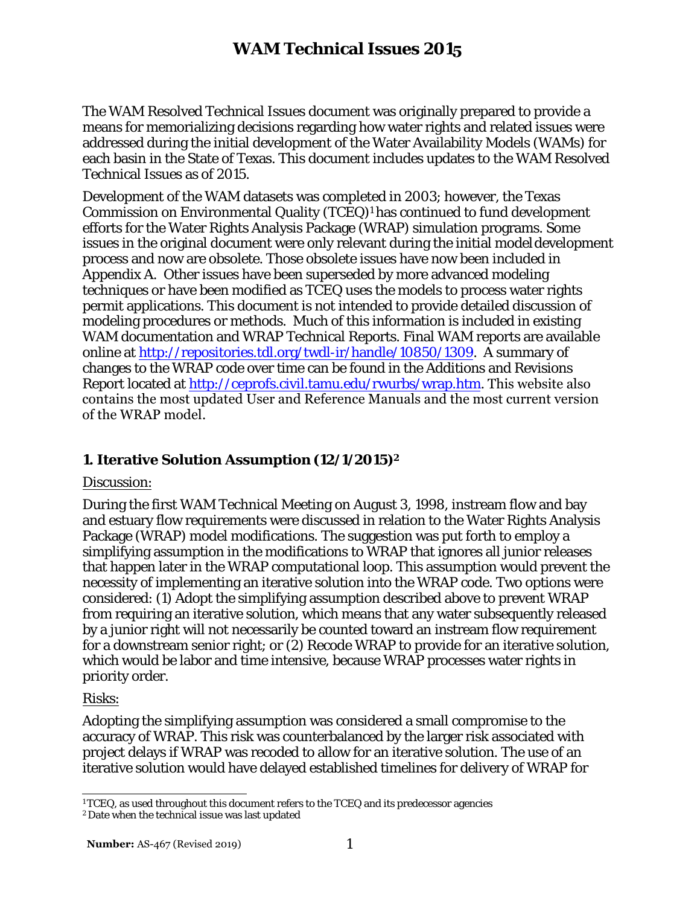# WAM Technical Issues 2015

The WAM Resolved Technical Issues document was originally prepared to provide a means for memorializing decisions regarding how water rights and related issues were addressed during the initial development of the Water Availability Models (WAMs) for each basin in the State of Texas. This document includes updates to the WAM Resolved Technical Issues as of 2015.

Development of the WAM datasets was completed in 2003; however, the Texas Commission on Environmental Quality (TCEQ)[1] has continued to fund development efforts for the Water Rights Analysis Package (WRAP) simulation programs. Some issues in the original document were only relevant during the initial model development process and now are obsolete. Those obsolete issues have now been included in Appendix A. Other issues have been superseded by more advanced modeling techniques or have been modified as TCEQ uses the models to process water rights permit applications. This document is not intended to provide detailed discussion of modeling procedures or methods. Much of this information is included in existing WAM documentation and WRAP Technical Reports. Final WAM reports are available online at http://repositories.tdl.org/twdl-ir/handle/10850/1309. A summary of changes to the WRAP code over time can be found in the Additions and Revisions Report located at http://ceprofs.civil.tamu.edu/rwurbs/wrap.htm. This website also contains the most updated User and Reference Manuals and the most current version of the WRAP model.

## 1. Iterative Solution Assumption (12/1/2015)[2]

Discussion:

During the first WAM Technical Meeting on August 3, 1998, instream flow and bay and estuary flow requirements were discussed in relation to the Water Rights Analysis Package (WRAP) model modifications. The suggestion was put forth to employ a simplifying assumption in the modifications to WRAP that ignores all junior releases that happen later in the WRAP computational loop. This assumption would prevent the necessity of implementing an iterative solution into the WRAP code. Two options were considered: (1) Adopt the simplifying assumption described above to prevent WRAP from requiring an iterative solution, which means that any water subsequently released by a junior right will not necessarily be counted toward an instream flow requirement for a downstream senior right; or (2) Recode WRAP to provide for an iterative solution, which would be labor and time intensive, because WRAP processes water rights in priority order.

Risks:

Adopting the simplifying assumption was considered a small compromise to the accuracy of WRAP. This risk was counterbalanced by the larger risk associated with project delays if WRAP was recoded to allow for an iterative solution. The use of an iterative solution would have delayed established timelines for delivery of WRAP for

[1] TCEQ, as used throughout this document refers to the TCEQ and its predecessor agencies

[2] Date when the technical issue was last updated

**Number:** AS-467 (Revised 2019)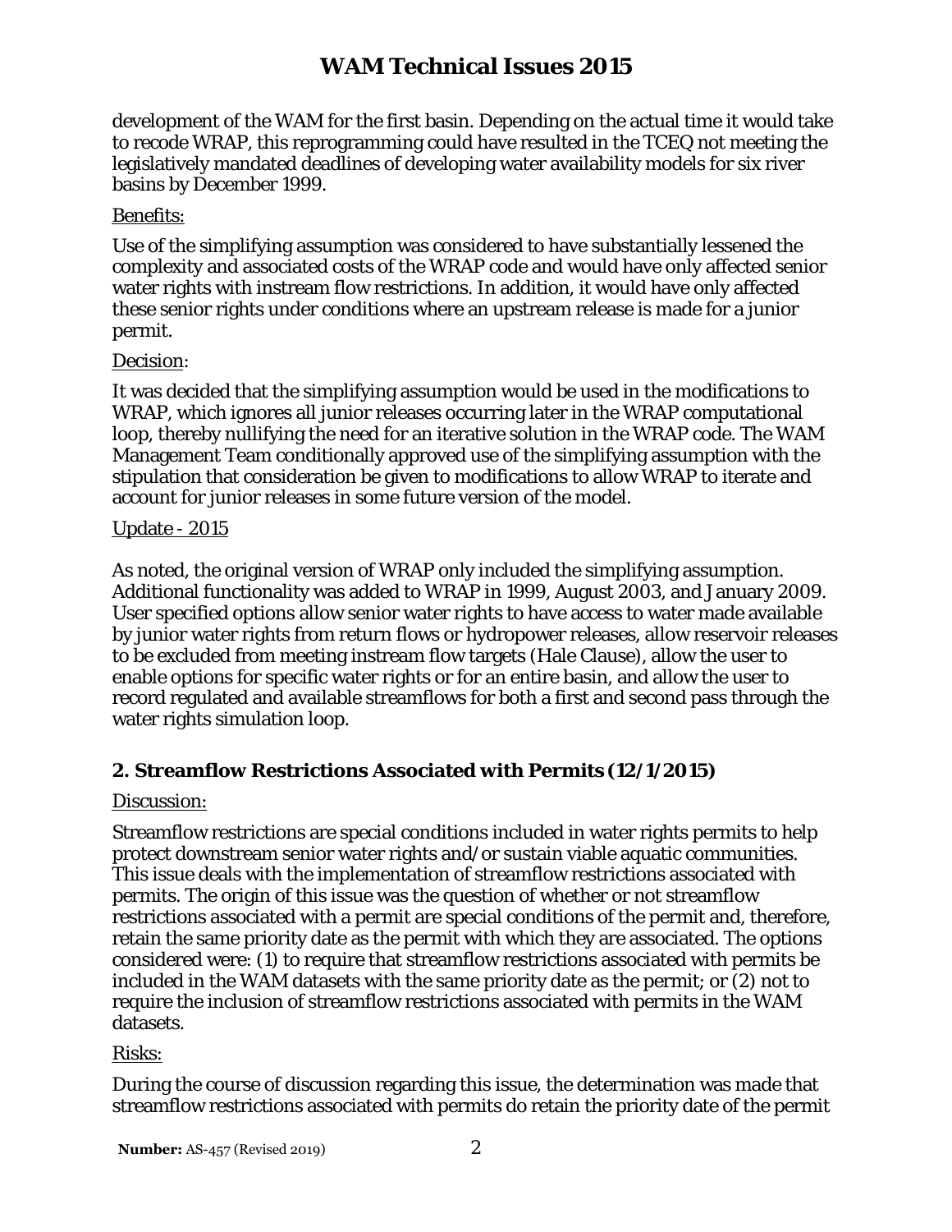development of the WAM for the first basin. Depending on the actual time it would take to recode WRAP, this reprogramming could have resulted in the TCEQ not meeting the legislatively mandated deadlines of developing water availability models for six river basins by December 1999.

Benefits:

Use of the simplifying assumption was considered to have substantially lessened the complexity and associated costs of the WRAP code and would have only affected senior water rights with instream flow restrictions. In addition, it would have only affected these senior rights under conditions where an upstream release is made for a junior permit.

Decision:

It was decided that the simplifying assumption would be used in the modifications to WRAP, which ignores all junior releases occurring later in the WRAP computational loop, thereby nullifying the need for an iterative solution in the WRAP code. The WAM Management Team conditionally approved use of the simplifying assumption with the stipulation that consideration be given to modifications to allow WRAP to iterate and account for junior releases in some future version of the model.

Update - 2015

As noted, the original version of WRAP only included the simplifying assumption. Additional functionality was added to WRAP in 1999, August 2003, and January 2009. User specified options allow senior water rights to have access to water made available by junior water rights from return flows or hydropower releases, allow reservoir releases to be excluded from meeting instream flow targets (Hale Clause), allow the user to enable options for specific water rights or for an entire basin, and allow the user to record regulated and available streamflows for both a first and second pass through the water rights simulation loop.

## 2. Streamflow Restrictions Associated with Permits (12/1/2015)

Discussion:

Streamflow restrictions are special conditions included in water rights permits to help protect downstream senior water rights and/or sustain viable aquatic communities. This issue deals with the implementation of streamflow restrictions associated with permits. The origin of this issue was the question of whether or not streamflow restrictions associated with a permit are special conditions of the permit and, therefore, retain the same priority date as the permit with which they are associated. The options considered were: (1) to require that streamflow restrictions associated with permits be included in the WAM datasets with the same priority date as the permit; or (2) not to require the inclusion of streamflow restrictions associated with permits in the WAM datasets.

Risks:

During the course of discussion regarding this issue, the determination was made that streamflow restrictions associated with permits do retain the priority date of the permit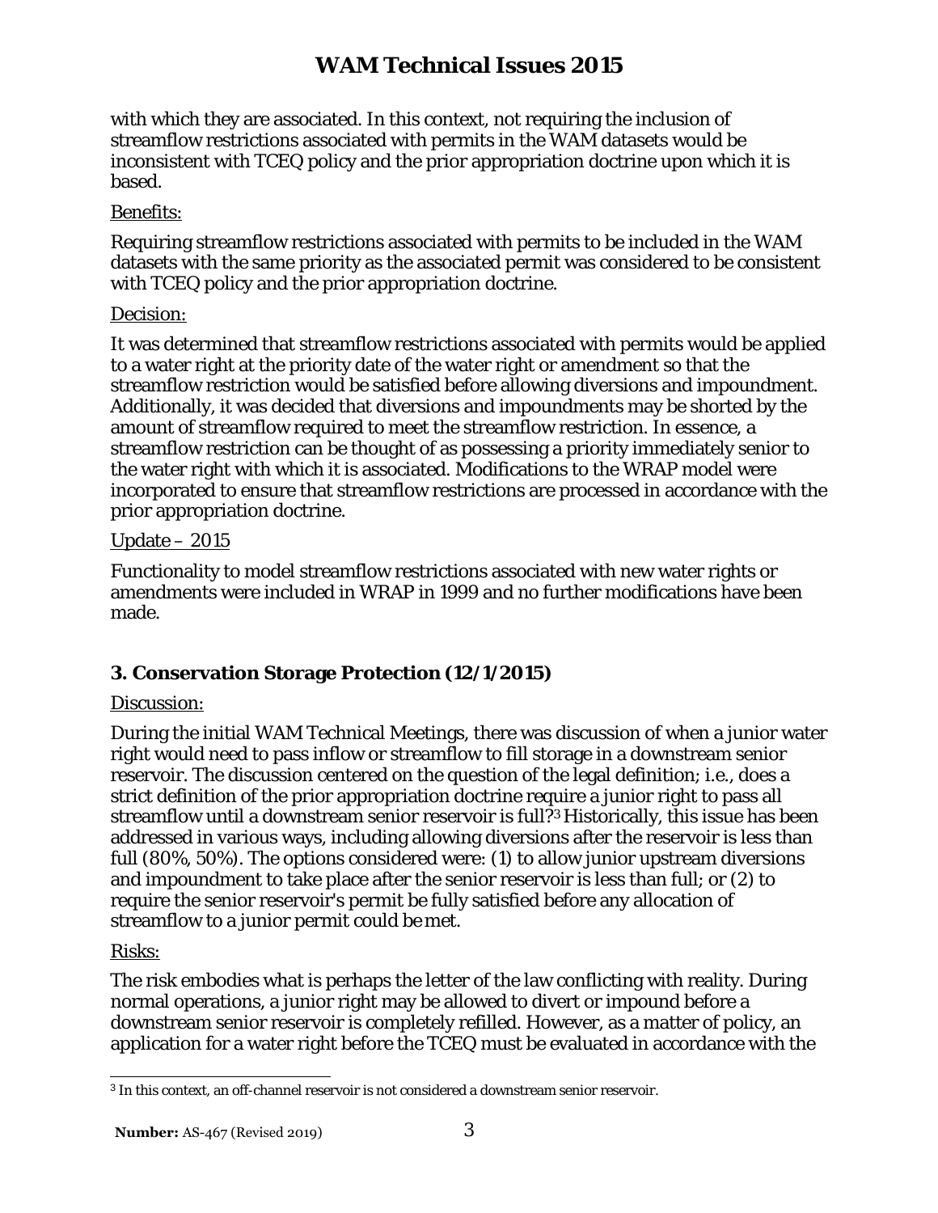with which they are associated. In this context, not requiring the inclusion of streamflow restrictions associated with permits in the WAM datasets would be inconsistent with TCEQ policy and the prior appropriation doctrine upon which it is based.

Benefits:

Requiring streamflow restrictions associated with permits to be included in the WAM datasets with the same priority as the associated permit was considered to be consistent with TCEQ policy and the prior appropriation doctrine.

Decision:

It was determined that streamflow restrictions associated with permits would be applied to a water right at the priority date of the water right or amendment so that the streamflow restriction would be satisfied before allowing diversions and impoundment. Additionally, it was decided that diversions and impoundments may be shorted by the amount of streamflow required to meet the streamflow restriction. In essence, a streamflow restriction can be thought of as possessing a priority immediately senior to the water right with which it is associated. Modifications to the WRAP model were incorporated to ensure that streamflow restrictions are processed in accordance with the prior appropriation doctrine.

Update – 2015

Functionality to model streamflow restrictions associated with new water rights or amendments were included in WRAP in 1999 and no further modifications have been made.

### 3. Conservation Storage Protection (12/1/2015)

Discussion:

During the initial WAM Technical Meetings, there was discussion of when a junior water right would need to pass inflow or streamflow to fill storage in a downstream senior reservoir. The discussion centered on the question of the legal definition; i.e., does a strict definition of the prior appropriation doctrine require a junior right to pass all streamflow until a downstream senior reservoir is full?[3] Historically, this issue has been addressed in various ways, including allowing diversions after the reservoir is less than full (80%, 50%). The options considered were: (1) to allow junior upstream diversions and impoundment to take place after the senior reservoir is less than full; or (2) to require the senior reservoir's permit be fully satisfied before any allocation of streamflow to a junior permit could be met.

Risks:

The risk embodies what is perhaps the letter of the law conflicting with reality. During normal operations, a junior right may be allowed to divert or impound before a downstream senior reservoir is completely refilled. However, as a matter of policy, an application for a water right before the TCEQ must be evaluated in accordance with the

[3] In this context, an off-channel reservoir is not considered a downstream senior reservoir.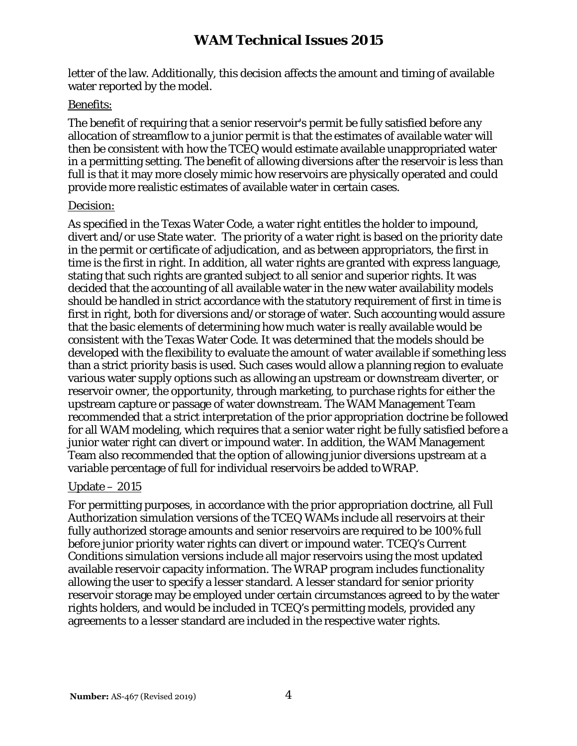letter of the law. Additionally, this decision affects the amount and timing of available water reported by the model.

Benefits:

The benefit of requiring that a senior reservoir's permit be fully satisfied before any allocation of streamflow to a junior permit is that the estimates of available water will then be consistent with how the TCEQ would estimate available unappropriated water in a permitting setting. The benefit of allowing diversions after the reservoir is less than full is that it may more closely mimic how reservoirs are physically operated and could provide more realistic estimates of available water in certain cases.

Decision:

As specified in the Texas Water Code, a water right entitles the holder to impound, divert and/or use State water. The priority of a water right is based on the priority date in the permit or certificate of adjudication, and as between appropriators, the first in time is the first in right. In addition, all water rights are granted with express language, stating that such rights are granted subject to all senior and superior rights. It was decided that the accounting of all available water in the new water availability models should be handled in strict accordance with the statutory requirement of first in time is first in right, both for diversions and/or storage of water. Such accounting would assure that the basic elements of determining how much water is really available would be consistent with the Texas Water Code. It was determined that the models should be developed with the flexibility to evaluate the amount of water available if something less than a strict priority basis is used. Such cases would allow a planning region to evaluate various water supply options such as allowing an upstream or downstream diverter, or reservoir owner, the opportunity, through marketing, to purchase rights for either the upstream capture or passage of water downstream. The WAM Management Team recommended that a strict interpretation of the prior appropriation doctrine be followed for all WAM modeling, which requires that a senior water right be fully satisfied before a junior water right can divert or impound water. In addition, the WAM Management Team also recommended that the option of allowing junior diversions upstream at a variable percentage of full for individual reservoirs be added to WRAP.

Update – 2015

For permitting purposes, in accordance with the prior appropriation doctrine, all Full Authorization simulation versions of the TCEQ WAMs include all reservoirs at their fully authorized storage amounts and senior reservoirs are required to be 100% full before junior priority water rights can divert or impound water. TCEQ's Current Conditions simulation versions include all major reservoirs using the most updated available reservoir capacity information. The WRAP program includes functionality allowing the user to specify a lesser standard. A lesser standard for senior priority reservoir storage may be employed under certain circumstances agreed to by the water rights holders, and would be included in TCEQ's permitting models, provided any agreements to a lesser standard are included in the respective water rights.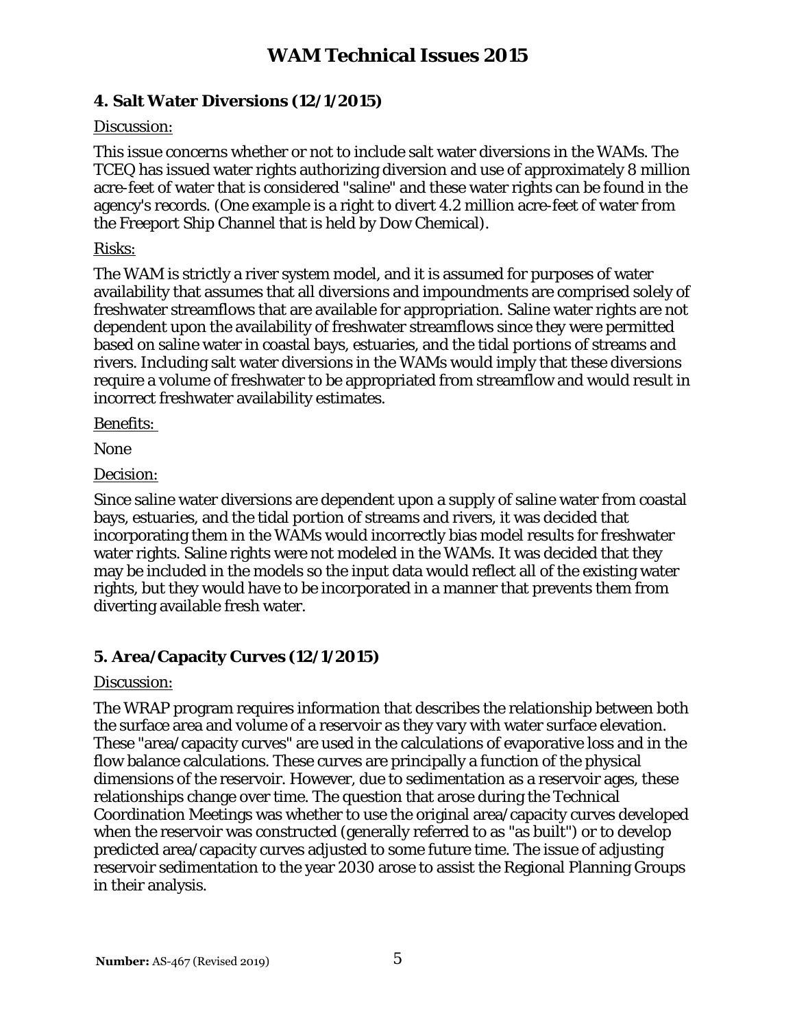### 4. Salt Water Diversions (12/1/2015)

Discussion:

This issue concerns whether or not to include salt water diversions in the WAMs. The TCEQ has issued water rights authorizing diversion and use of approximately 8 million acre-feet of water that is considered "saline" and these water rights can be found in the agency's records. (One example is a right to divert 4.2 million acre-feet of water from the Freeport Ship Channel that is held by Dow Chemical).

Risks:

The WAM is strictly a river system model, and it is assumed for purposes of water availability that assumes that all diversions and impoundments are comprised solely of freshwater streamflows that are available for appropriation. Saline water rights are not dependent upon the availability of freshwater streamflows since they were permitted based on saline water in coastal bays, estuaries, and the tidal portions of streams and rivers. Including salt water diversions in the WAMs would imply that these diversions require a volume of freshwater to be appropriated from streamflow and would result in incorrect freshwater availability estimates.

Benefits:

None

Decision:

Since saline water diversions are dependent upon a supply of saline water from coastal bays, estuaries, and the tidal portion of streams and rivers, it was decided that incorporating them in the WAMs would incorrectly bias model results for freshwater water rights. Saline rights were not modeled in the WAMs. It was decided that they may be included in the models so the input data would reflect all of the existing water rights, but they would have to be incorporated in a manner that prevents them from diverting available fresh water.

### 5. Area/Capacity Curves (12/1/2015)

Discussion:

The WRAP program requires information that describes the relationship between both the surface area and volume of a reservoir as they vary with water surface elevation. These "area/capacity curves" are used in the calculations of evaporative loss and in the flow balance calculations. These curves are principally a function of the physical dimensions of the reservoir. However, due to sedimentation as a reservoir ages, these relationships change over time. The question that arose during the Technical Coordination Meetings was whether to use the original area/capacity curves developed when the reservoir was constructed (generally referred to as "as built") or to develop predicted area/capacity curves adjusted to some future time. The issue of adjusting reservoir sedimentation to the year 2030 arose to assist the Regional Planning Groups in their analysis.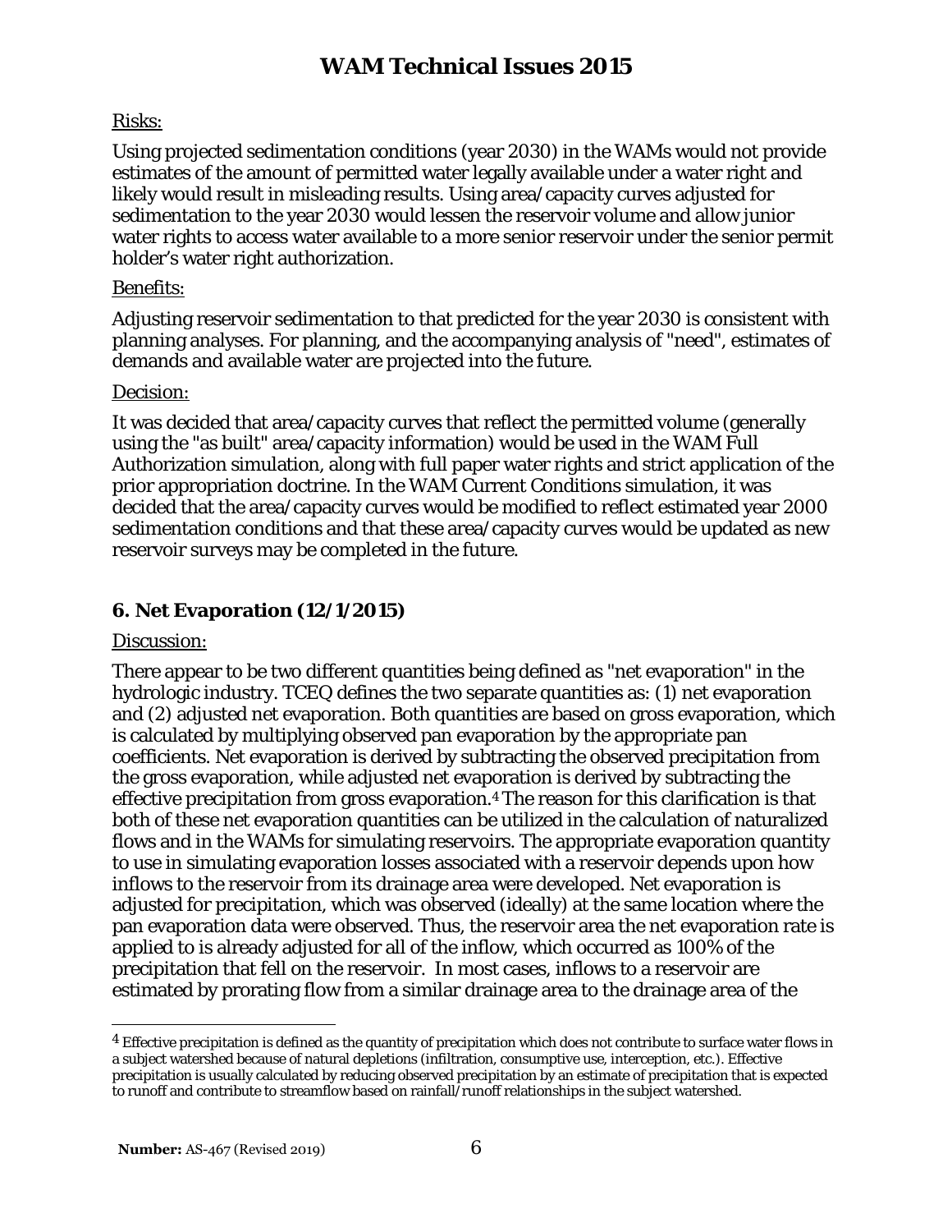Risks:

Using projected sedimentation conditions (year 2030) in the WAMs would not provide estimates of the amount of permitted water legally available under a water right and likely would result in misleading results. Using area/capacity curves adjusted for sedimentation to the year 2030 would lessen the reservoir volume and allow junior water rights to access water available to a more senior reservoir under the senior permit holder's water right authorization.

Benefits:

Adjusting reservoir sedimentation to that predicted for the year 2030 is consistent with planning analyses. For planning, and the accompanying analysis of "need", estimates of demands and available water are projected into the future.

Decision:

It was decided that area/capacity curves that reflect the permitted volume (generally using the "as built" area/capacity information) would be used in the WAM Full Authorization simulation, along with full paper water rights and strict application of the prior appropriation doctrine. In the WAM Current Conditions simulation, it was decided that the area/capacity curves would be modified to reflect estimated year 2000 sedimentation conditions and that these area/capacity curves would be updated as new reservoir surveys may be completed in the future.

### 6. Net Evaporation (12/1/2015)

Discussion:

There appear to be two different quantities being defined as "net evaporation" in the hydrologic industry. TCEQ defines the two separate quantities as: (1) net evaporation and (2) adjusted net evaporation. Both quantities are based on gross evaporation, which is calculated by multiplying observed pan evaporation by the appropriate pan coefficients. Net evaporation is derived by subtracting the observed precipitation from the gross evaporation, while adjusted net evaporation is derived by subtracting the effective precipitation from gross evaporation.[4] The reason for this clarification is that both of these net evaporation quantities can be utilized in the calculation of naturalized flows and in the WAMs for simulating reservoirs. The appropriate evaporation quantity to use in simulating evaporation losses associated with a reservoir depends upon how inflows to the reservoir from its drainage area were developed. Net evaporation is adjusted for precipitation, which was observed (ideally) at the same location where the pan evaporation data were observed. Thus, the reservoir area the net evaporation rate is applied to is already adjusted for all of the inflow, which occurred as 100% of the precipitation that fell on the reservoir. In most cases, inflows to a reservoir are estimated by prorating flow from a similar drainage area to the drainage area of the

[4] Effective precipitation is defined as the quantity of precipitation which does not contribute to surface water flows in a subject watershed because of natural depletions (infiltration, consumptive use, interception, etc.). Effective precipitation is usually calculated by reducing observed precipitation by an estimate of precipitation that is expected to runoff and contribute to streamflow based on rainfall/runoff relationships in the subject watershed.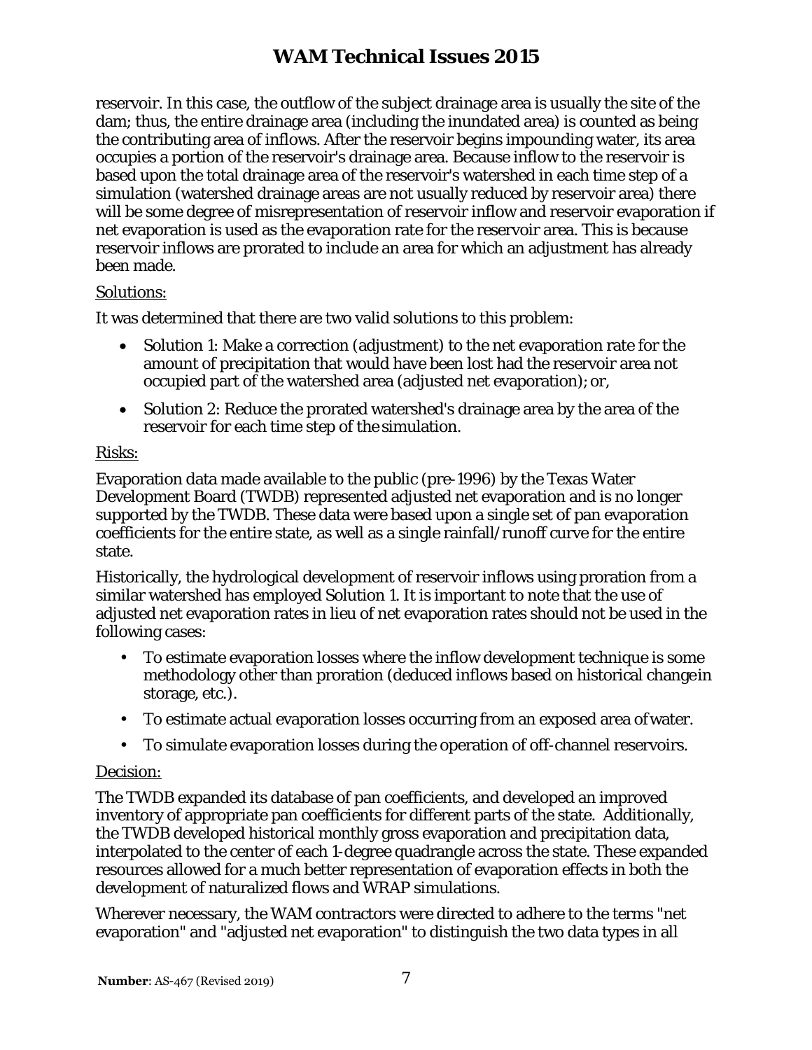reservoir. In this case, the outflow of the subject drainage area is usually the site of the dam; thus, the entire drainage area (including the inundated area) is counted as being the contributing area of inflows. After the reservoir begins impounding water, its area occupies a portion of the reservoir's drainage area. Because inflow to the reservoir is based upon the total drainage area of the reservoir's watershed in each time step of a simulation (watershed drainage areas are not usually reduced by reservoir area) there will be some degree of misrepresentation of reservoir inflow and reservoir evaporation if net evaporation is used as the evaporation rate for the reservoir area. This is because reservoir inflows are prorated to include an area for which an adjustment has already been made.

Solutions:

It was determined that there are two valid solutions to this problem:

- Solution 1: Make a correction (adjustment) to the net evaporation rate for the amount of precipitation that would have been lost had the reservoir area not occupied part of the watershed area (adjusted net evaporation); or,
- Solution 2: Reduce the prorated watershed's drainage area by the area of the reservoir for each time step of the simulation.

Risks:

Evaporation data made available to the public (pre-1996) by the Texas Water Development Board (TWDB) represented adjusted net evaporation and is no longer supported by the TWDB. These data were based upon a single set of pan evaporation coefficients for the entire state, as well as a single rainfall/runoff curve for the entire state.

Historically, the hydrological development of reservoir inflows using proration from a similar watershed has employed Solution 1. It is important to note that the use of adjusted net evaporation rates in lieu of net evaporation rates should not be used in the following cases:

- To estimate evaporation losses where the inflow development technique is some methodology other than proration (deduced inflows based on historical change in storage, etc.).
- To estimate actual evaporation losses occurring from an exposed area of water.
- To simulate evaporation losses during the operation of off-channel reservoirs.

Decision:

The TWDB expanded its database of pan coefficients, and developed an improved inventory of appropriate pan coefficients for different parts of the state. Additionally, the TWDB developed historical monthly gross evaporation and precipitation data, interpolated to the center of each 1-degree quadrangle across the state. These expanded resources allowed for a much better representation of evaporation effects in both the development of naturalized flows and WRAP simulations.

Wherever necessary, the WAM contractors were directed to adhere to the terms "net evaporation" and "adjusted net evaporation" to distinguish the two data types in all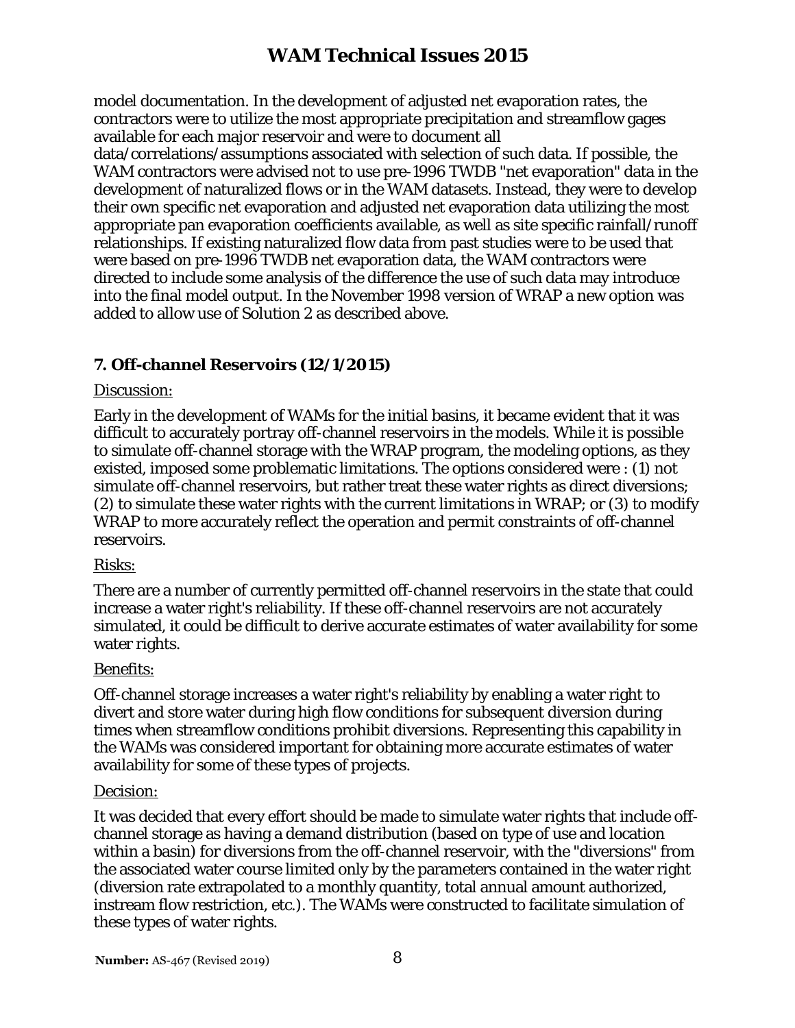model documentation. In the development of adjusted net evaporation rates, the contractors were to utilize the most appropriate precipitation and streamflow gages available for each major reservoir and were to document all data/correlations/assumptions associated with selection of such data. If possible, the WAM contractors were advised not to use pre-1996 TWDB "net evaporation" data in the development of naturalized flows or in the WAM datasets. Instead, they were to develop their own specific net evaporation and adjusted net evaporation data utilizing the most appropriate pan evaporation coefficients available, as well as site specific rainfall/runoff relationships. If existing naturalized flow data from past studies were to be used that were based on pre-1996 TWDB net evaporation data, the WAM contractors were directed to include some analysis of the difference the use of such data may introduce into the final model output. In the November 1998 version of WRAP a new option was added to allow use of Solution 2 as described above.

### 7. Off-channel Reservoirs (12/1/2015)

Discussion:

Early in the development of WAMs for the initial basins, it became evident that it was difficult to accurately portray off-channel reservoirs in the models. While it is possible to simulate off-channel storage with the WRAP program, the modeling options, as they existed, imposed some problematic limitations. The options considered were : (1) not simulate off-channel reservoirs, but rather treat these water rights as direct diversions; (2) to simulate these water rights with the current limitations in WRAP; or (3) to modify WRAP to more accurately reflect the operation and permit constraints of off-channel reservoirs.

Risks:

There are a number of currently permitted off-channel reservoirs in the state that could increase a water right's reliability. If these off-channel reservoirs are not accurately simulated, it could be difficult to derive accurate estimates of water availability for some water rights.

Benefits:

Off-channel storage increases a water right's reliability by enabling a water right to divert and store water during high flow conditions for subsequent diversion during times when streamflow conditions prohibit diversions. Representing this capability in the WAMs was considered important for obtaining more accurate estimates of water availability for some of these types of projects.

Decision:

It was decided that every effort should be made to simulate water rights that include off-channel storage as having a demand distribution (based on type of use and location within a basin) for diversions from the off-channel reservoir, with the "diversions" from the associated water course limited only by the parameters contained in the water right (diversion rate extrapolated to a monthly quantity, total annual amount authorized, instream flow restriction, etc.). The WAMs were constructed to facilitate simulation of these types of water rights.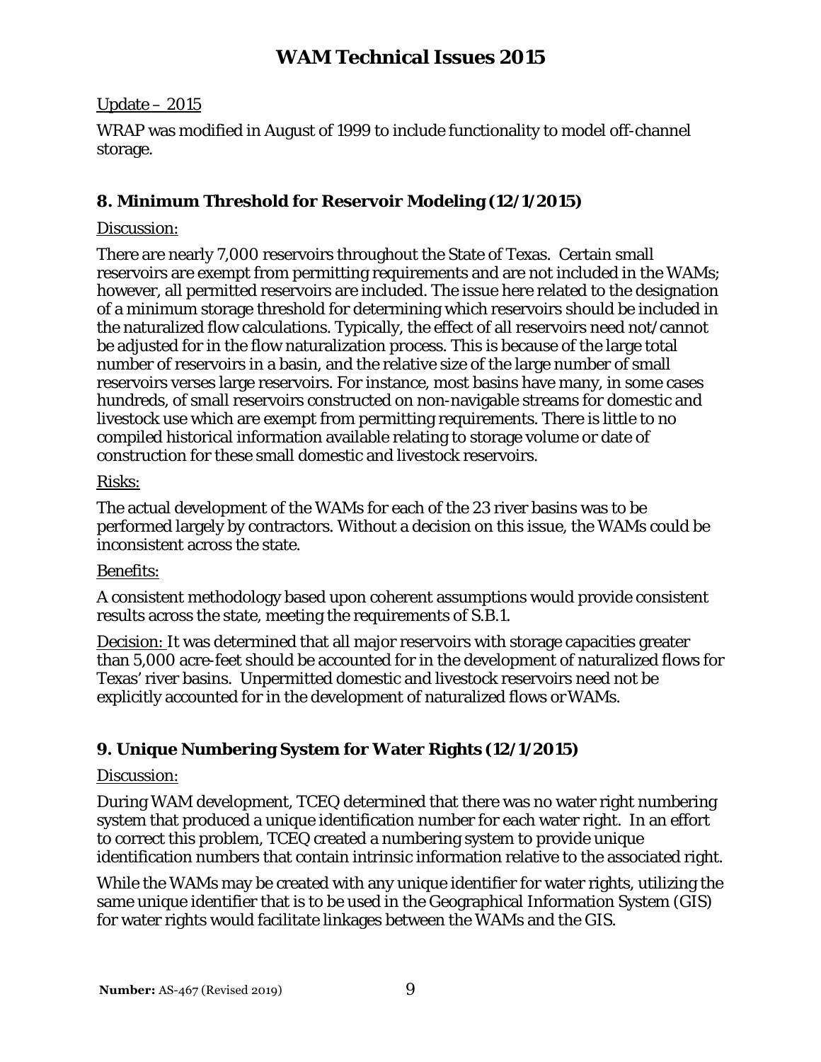Update – 2015

WRAP was modified in August of 1999 to include functionality to model off-channel storage.

## 8. Minimum Threshold for Reservoir Modeling (12/1/2015)

Discussion:

There are nearly 7,000 reservoirs throughout the State of Texas. Certain small reservoirs are exempt from permitting requirements and are not included in the WAMs; however, all permitted reservoirs are included. The issue here related to the designation of a minimum storage threshold for determining which reservoirs should be included in the naturalized flow calculations. Typically, the effect of all reservoirs need not/cannot be adjusted for in the flow naturalization process. This is because of the large total number of reservoirs in a basin, and the relative size of the large number of small reservoirs verses large reservoirs. For instance, most basins have many, in some cases hundreds, of small reservoirs constructed on non-navigable streams for domestic and livestock use which are exempt from permitting requirements. There is little to no compiled historical information available relating to storage volume or date of construction for these small domestic and livestock reservoirs.

Risks:

The actual development of the WAMs for each of the 23 river basins was to be performed largely by contractors. Without a decision on this issue, the WAMs could be inconsistent across the state.

Benefits:

A consistent methodology based upon coherent assumptions would provide consistent results across the state, meeting the requirements of S.B.1.

Decision: It was determined that all major reservoirs with storage capacities greater than 5,000 acre-feet should be accounted for in the development of naturalized flows for Texas' river basins. Unpermitted domestic and livestock reservoirs need not be explicitly accounted for in the development of naturalized flows or WAMs.

## 9. Unique Numbering System for Water Rights (12/1/2015)

Discussion:

During WAM development, TCEQ determined that there was no water right numbering system that produced a unique identification number for each water right. In an effort to correct this problem, TCEQ created a numbering system to provide unique identification numbers that contain intrinsic information relative to the associated right.

While the WAMs may be created with any unique identifier for water rights, utilizing the same unique identifier that is to be used in the Geographical Information System (GIS) for water rights would facilitate linkages between the WAMs and the GIS.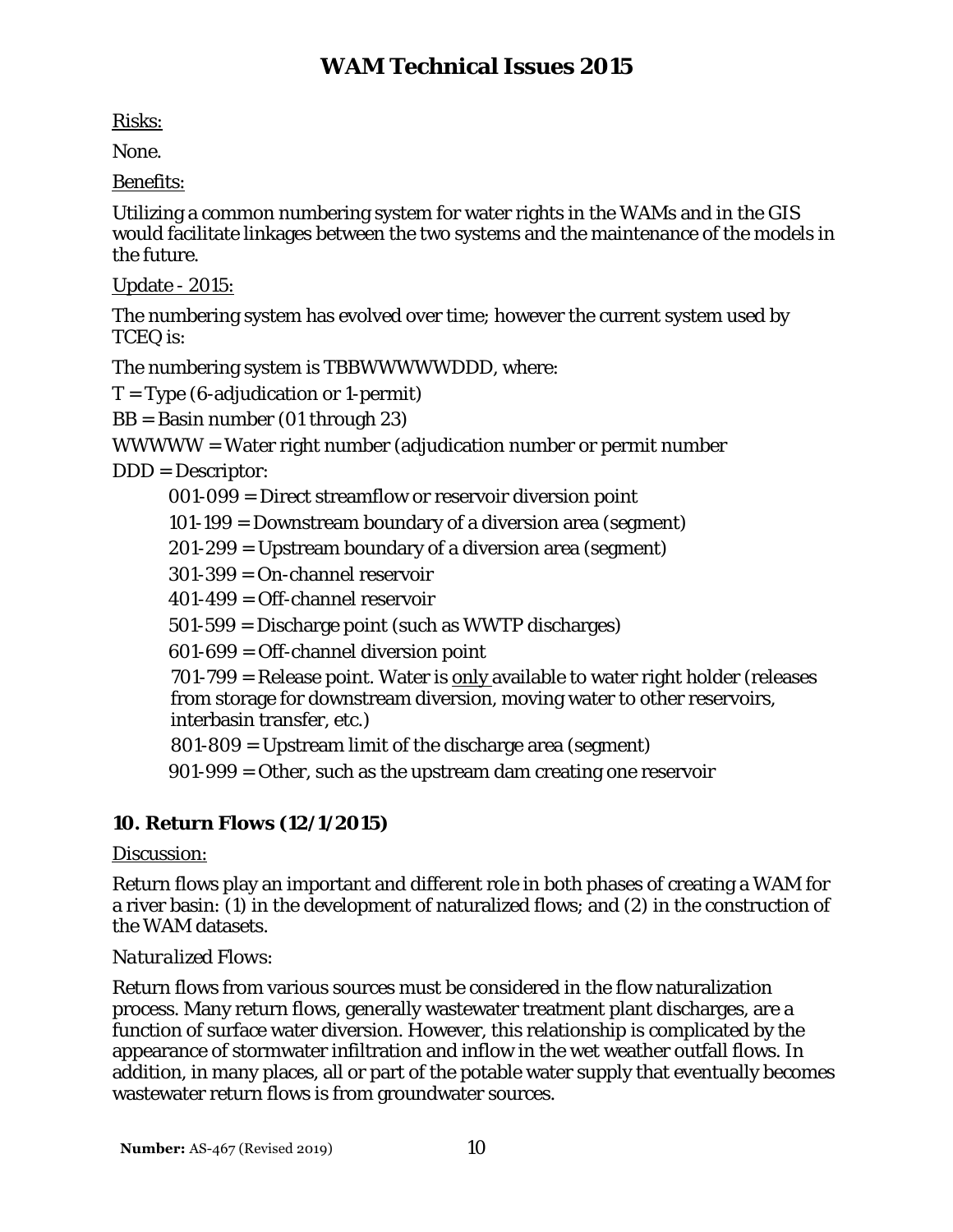Risks:

None.

Benefits:

Utilizing a common numbering system for water rights in the WAMs and in the GIS would facilitate linkages between the two systems and the maintenance of the models in the future.

Update - 2015:

The numbering system has evolved over time; however the current system used by TCEQ is:

The numbering system is TBBWWWWWDDD, where:

T = Type (6-adjudication or 1-permit)

BB = Basin number (01 through 23)

WWWWW = Water right number (adjudication number or permit number

DDD = Descriptor:

- 001-099 = Direct streamflow or reservoir diversion point
- 101-199 = Downstream boundary of a diversion area (segment)
- 201-299 = Upstream boundary of a diversion area (segment)
- 301-399 = On-channel reservoir
- 401-499 = Off-channel reservoir
- 501-599 = Discharge point (such as WWTP discharges)
- 601-699 = Off-channel diversion point
- 701-799 = Release point. Water is only available to water right holder (releases from storage for downstream diversion, moving water to other reservoirs, interbasin transfer, etc.)
- 801-809 = Upstream limit of the discharge area (segment)
- 901-999 = Other, such as the upstream dam creating one reservoir

## 10. Return Flows (12/1/2015)

Discussion:

Return flows play an important and different role in both phases of creating a WAM for a river basin: (1) in the development of naturalized flows; and (2) in the construction of the WAM datasets.

*Naturalized Flows:*

Return flows from various sources must be considered in the flow naturalization process. Many return flows, generally wastewater treatment plant discharges, are a function of surface water diversion. However, this relationship is complicated by the appearance of stormwater infiltration and inflow in the wet weather outfall flows. In addition, in many places, all or part of the potable water supply that eventually becomes wastewater return flows is from groundwater sources.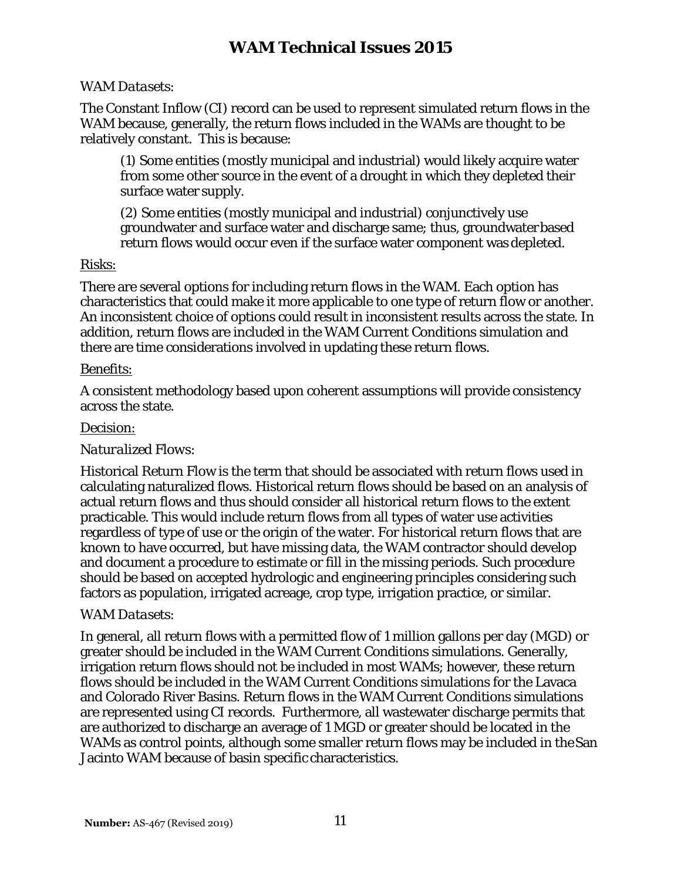*WAM Datasets:*

The Constant Inflow (CI) record can be used to represent simulated return flows in the WAM because, generally, the return flows included in the WAMs are thought to be relatively constant. This is because:

> (1) Some entities (mostly municipal and industrial) would likely acquire water from some other source in the event of a drought in which they depleted their surface water supply.
>
> (2) Some entities (mostly municipal and industrial) conjunctively use groundwater and surface water and discharge same; thus, groundwater based return flows would occur even if the surface water component was depleted.

<u>Risks:</u>

There are several options for including return flows in the WAM. Each option has characteristics that could make it more applicable to one type of return flow or another. An inconsistent choice of options could result in inconsistent results across the state. In addition, return flows are included in the WAM Current Conditions simulation and there are time considerations involved in updating these return flows.

<u>Benefits:</u>

A consistent methodology based upon coherent assumptions will provide consistency across the state.

<u>Decision:</u>

*Naturalized Flows:*

Historical Return Flow is the term that should be associated with return flows used in calculating naturalized flows. Historical return flows should be based on an analysis of actual return flows and thus should consider all historical return flows to the extent practicable. This would include return flows from all types of water use activities regardless of type of use or the origin of the water. For historical return flows that are known to have occurred, but have missing data, the WAM contractor should develop and document a procedure to estimate or fill in the missing periods. Such procedure should be based on accepted hydrologic and engineering principles considering such factors as population, irrigated acreage, crop type, irrigation practice, or similar.

*WAM Datasets:*

In general, all return flows with a permitted flow of 1 million gallons per day (MGD) or greater should be included in the WAM Current Conditions simulations. Generally, irrigation return flows should not be included in most WAMs; however, these return flows should be included in the WAM Current Conditions simulations for the Lavaca and Colorado River Basins. Return flows in the WAM Current Conditions simulations are represented using CI records. Furthermore, all wastewater discharge permits that are authorized to discharge an average of 1 MGD or greater should be located in the WAMs as control points, although some smaller return flows may be included in the San Jacinto WAM because of basin specific characteristics.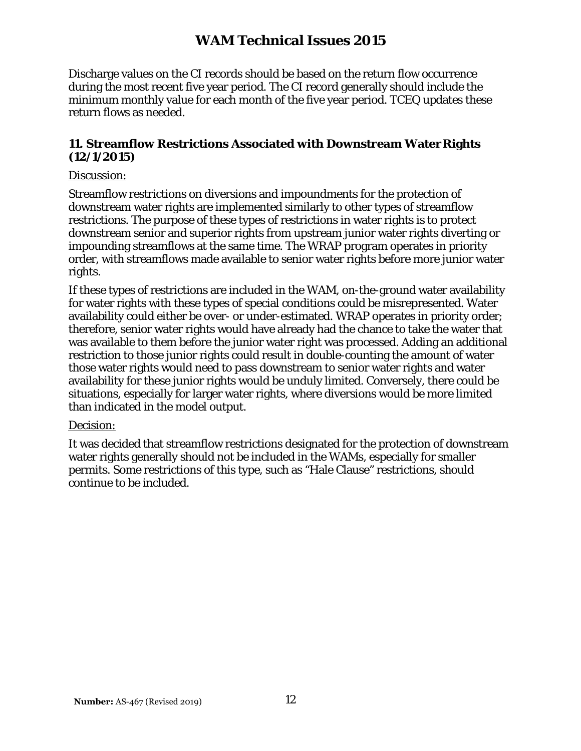Discharge values on the CI records should be based on the return flow occurrence during the most recent five year period. The CI record generally should include the minimum monthly value for each month of the five year period. TCEQ updates these return flows as needed.

### 11. Streamflow Restrictions Associated with Downstream Water Rights (12/1/2015)

Discussion:

Streamflow restrictions on diversions and impoundments for the protection of downstream water rights are implemented similarly to other types of streamflow restrictions. The purpose of these types of restrictions in water rights is to protect downstream senior and superior rights from upstream junior water rights diverting or impounding streamflows at the same time. The WRAP program operates in priority order, with streamflows made available to senior water rights before more junior water rights.

If these types of restrictions are included in the WAM, on-the-ground water availability for water rights with these types of special conditions could be misrepresented. Water availability could either be over- or under-estimated. WRAP operates in priority order; therefore, senior water rights would have already had the chance to take the water that was available to them before the junior water right was processed. Adding an additional restriction to those junior rights could result in double-counting the amount of water those water rights would need to pass downstream to senior water rights and water availability for these junior rights would be unduly limited. Conversely, there could be situations, especially for larger water rights, where diversions would be more limited than indicated in the model output.

Decision:

It was decided that streamflow restrictions designated for the protection of downstream water rights generally should not be included in the WAMs, especially for smaller permits. Some restrictions of this type, such as "Hale Clause" restrictions, should continue to be included.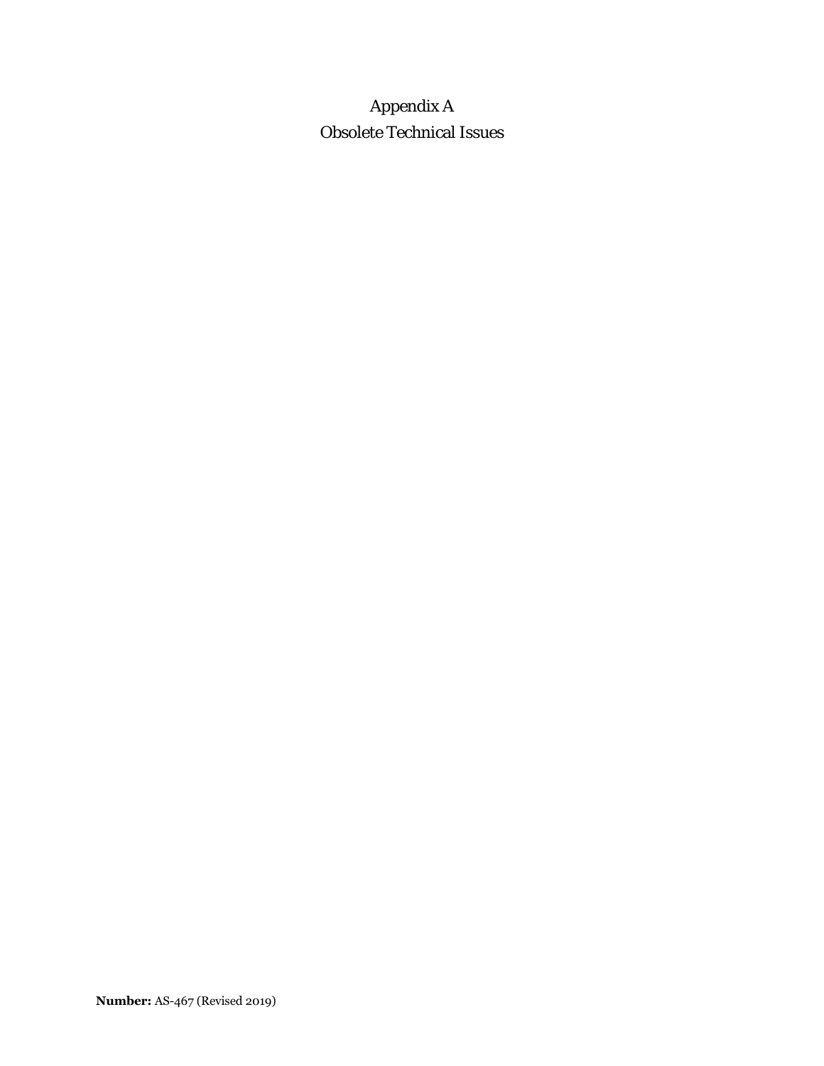# Appendix A
# Obsolete Technical Issues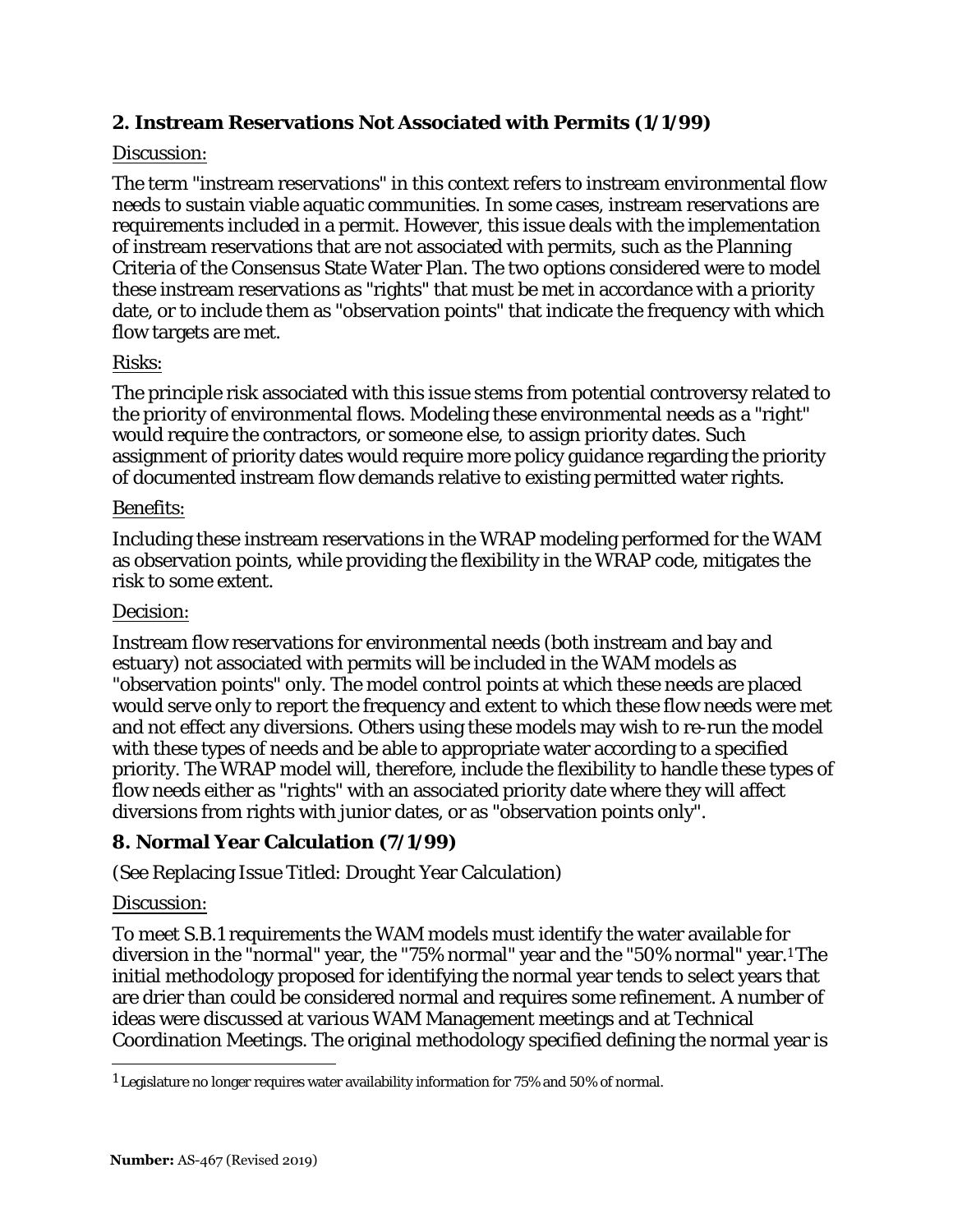## 2. Instream Reservations Not Associated with Permits (1/1/99)

Discussion:

The term "instream reservations" in this context refers to instream environmental flow needs to sustain viable aquatic communities. In some cases, instream reservations are requirements included in a permit. However, this issue deals with the implementation of instream reservations that are not associated with permits, such as the Planning Criteria of the Consensus State Water Plan. The two options considered were to model these instream reservations as "rights" that must be met in accordance with a priority date, or to include them as "observation points" that indicate the frequency with which flow targets are met.

Risks:

The principle risk associated with this issue stems from potential controversy related to the priority of environmental flows. Modeling these environmental needs as a "right" would require the contractors, or someone else, to assign priority dates. Such assignment of priority dates would require more policy guidance regarding the priority of documented instream flow demands relative to existing permitted water rights.

Benefits:

Including these instream reservations in the WRAP modeling performed for the WAM as observation points, while providing the flexibility in the WRAP code, mitigates the risk to some extent.

Decision:

Instream flow reservations for environmental needs (both instream and bay and estuary) not associated with permits will be included in the WAM models as "observation points" only. The model control points at which these needs are placed would serve only to report the frequency and extent to which these flow needs were met and not effect any diversions. Others using these models may wish to re-run the model with these types of needs and be able to appropriate water according to a specified priority. The WRAP model will, therefore, include the flexibility to handle these types of flow needs either as "rights" with an associated priority date where they will affect diversions from rights with junior dates, or as "observation points only".

## 8. Normal Year Calculation (7/1/99)

(See Replacing Issue Titled: Drought Year Calculation)

Discussion:

To meet S.B.1 requirements the WAM models must identify the water available for diversion in the "normal" year, the "75% normal" year and the "50% normal" year.[1] The initial methodology proposed for identifying the normal year tends to select years that are drier than could be considered normal and requires some refinement. A number of ideas were discussed at various WAM Management meetings and at Technical Coordination Meetings. The original methodology specified defining the normal year is

[1] Legislature no longer requires water availability information for 75% and 50% of normal.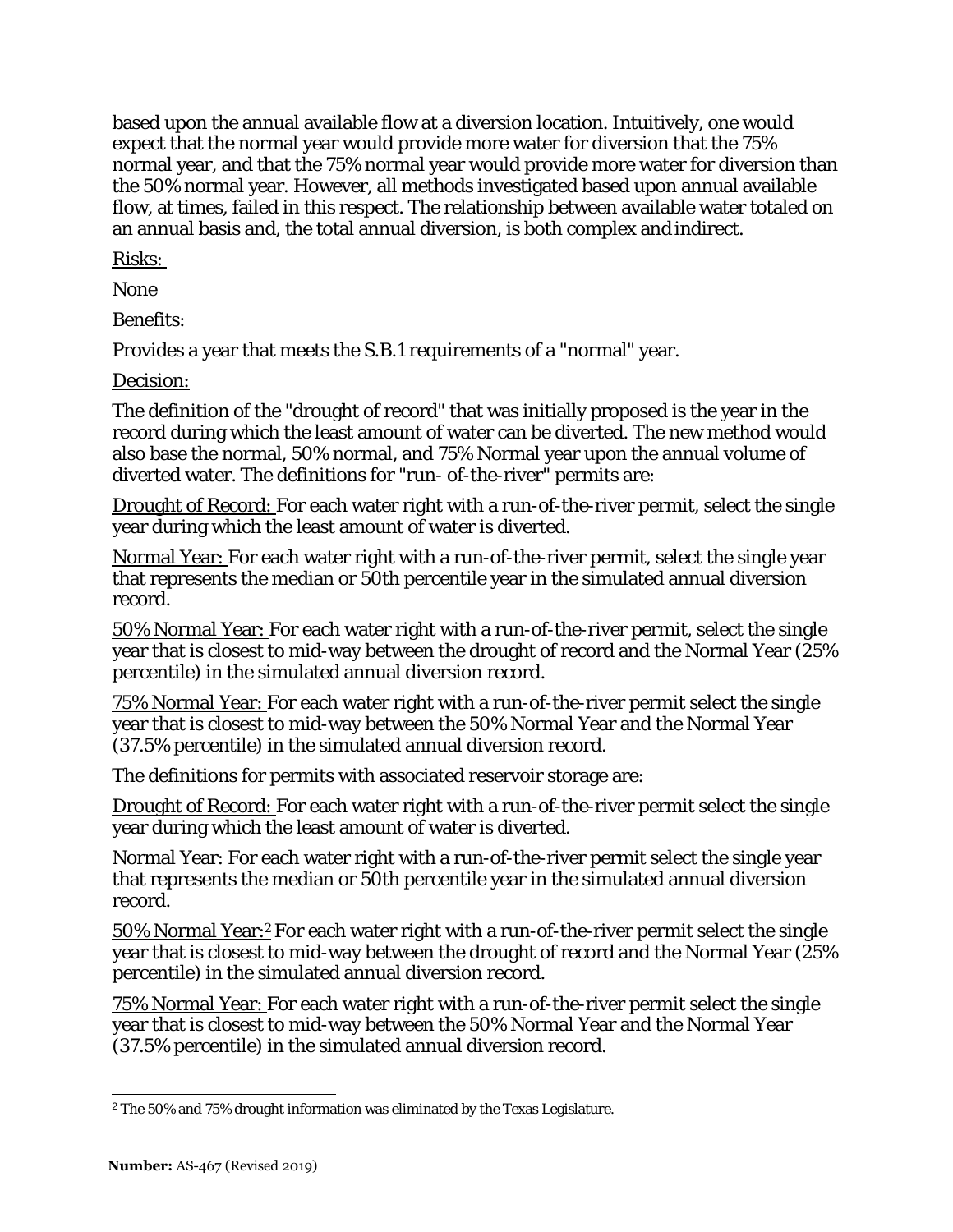based upon the annual available flow at a diversion location. Intuitively, one would expect that the normal year would provide more water for diversion that the 75% normal year, and that the 75% normal year would provide more water for diversion than the 50% normal year. However, all methods investigated based upon annual available flow, at times, failed in this respect. The relationship between available water totaled on an annual basis and, the total annual diversion, is both complex and indirect.

Risks:

None

Benefits:

Provides a year that meets the S.B.1 requirements of a "normal" year.

Decision:

The definition of the "drought of record" that was initially proposed is the year in the record during which the least amount of water can be diverted. The new method would also base the normal, 50% normal, and 75% Normal year upon the annual volume of diverted water. The definitions for "run- of-the-river" permits are:

Drought of Record: For each water right with a run-of-the-river permit, select the single year during which the least amount of water is diverted.

Normal Year: For each water right with a run-of-the-river permit, select the single year that represents the median or 50th percentile year in the simulated annual diversion record.

50% Normal Year: For each water right with a run-of-the-river permit, select the single year that is closest to mid-way between the drought of record and the Normal Year (25% percentile) in the simulated annual diversion record.

75% Normal Year: For each water right with a run-of-the-river permit select the single year that is closest to mid-way between the 50% Normal Year and the Normal Year (37.5% percentile) in the simulated annual diversion record.

The definitions for permits with associated reservoir storage are:

Drought of Record: For each water right with a run-of-the-river permit select the single year during which the least amount of water is diverted.

Normal Year: For each water right with a run-of-the-river permit select the single year that represents the median or 50th percentile year in the simulated annual diversion record.

50% Normal Year:[2] For each water right with a run-of-the-river permit select the single year that is closest to mid-way between the drought of record and the Normal Year (25% percentile) in the simulated annual diversion record.

75% Normal Year: For each water right with a run-of-the-river permit select the single year that is closest to mid-way between the 50% Normal Year and the Normal Year (37.5% percentile) in the simulated annual diversion record.

[2] The 50% and 75% drought information was eliminated by the Texas Legislature.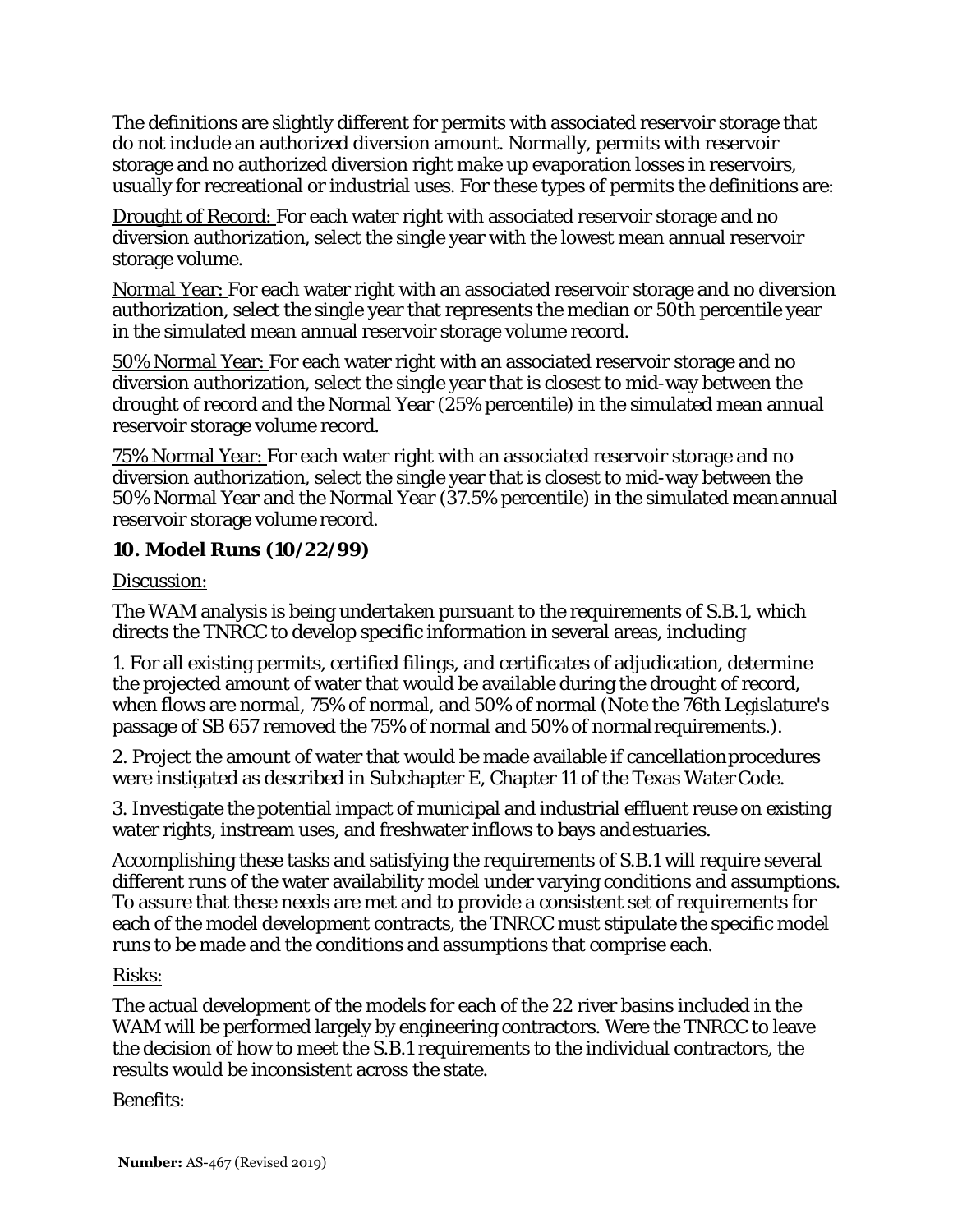The definitions are slightly different for permits with associated reservoir storage that do not include an authorized diversion amount. Normally, permits with reservoir storage and no authorized diversion right make up evaporation losses in reservoirs, usually for recreational or industrial uses. For these types of permits the definitions are:

Drought of Record: For each water right with associated reservoir storage and no diversion authorization, select the single year with the lowest mean annual reservoir storage volume.

Normal Year: For each water right with an associated reservoir storage and no diversion authorization, select the single year that represents the median or 50th percentile year in the simulated mean annual reservoir storage volume record.

50% Normal Year: For each water right with an associated reservoir storage and no diversion authorization, select the single year that is closest to mid-way between the drought of record and the Normal Year (25% percentile) in the simulated mean annual reservoir storage volume record.

75% Normal Year: For each water right with an associated reservoir storage and no diversion authorization, select the single year that is closest to mid-way between the 50% Normal Year and the Normal Year (37.5% percentile) in the simulated mean annual reservoir storage volume record.

### 10. Model Runs (10/22/99)

Discussion:

The WAM analysis is being undertaken pursuant to the requirements of S.B.1, which directs the TNRCC to develop specific information in several areas, including

1. For all existing permits, certified filings, and certificates of adjudication, determine the projected amount of water that would be available during the drought of record, when flows are normal, 75% of normal, and 50% of normal (Note the 76th Legislature's passage of SB 657 removed the 75% of normal and 50% of normal requirements.).

2. Project the amount of water that would be made available if cancellation procedures were instigated as described in Subchapter E, Chapter 11 of the Texas Water Code.

3. Investigate the potential impact of municipal and industrial effluent reuse on existing water rights, instream uses, and freshwater inflows to bays and estuaries.

Accomplishing these tasks and satisfying the requirements of S.B.1 will require several different runs of the water availability model under varying conditions and assumptions. To assure that these needs are met and to provide a consistent set of requirements for each of the model development contracts, the TNRCC must stipulate the specific model runs to be made and the conditions and assumptions that comprise each.

Risks:

The actual development of the models for each of the 22 river basins included in the WAM will be performed largely by engineering contractors. Were the TNRCC to leave the decision of how to meet the S.B.1 requirements to the individual contractors, the results would be inconsistent across the state.

Benefits: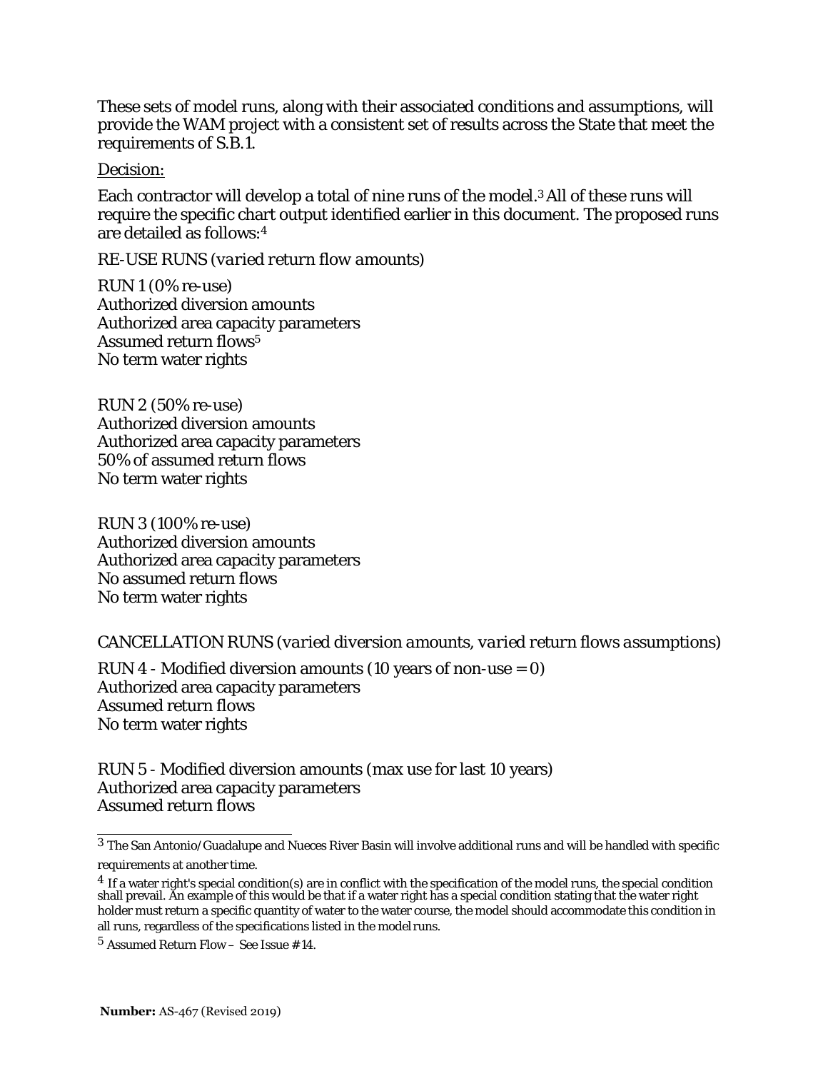These sets of model runs, along with their associated conditions and assumptions, will provide the WAM project with a consistent set of results across the State that meet the requirements of S.B.1.

<u>Decision:</u>

Each contractor will develop a total of nine runs of the model.[3] All of these runs will require the specific chart output identified earlier in this document. The proposed runs are detailed as follows:[4]

RE-USE RUNS (*varied return flow amounts*)

RUN 1 (0% re-use)
Authorized diversion amounts
Authorized area capacity parameters
Assumed return flows[5]
No term water rights

RUN 2 (50% re-use)
Authorized diversion amounts
Authorized area capacity parameters
50% of assumed return flows
No term water rights

RUN 3 (100% re-use)
Authorized diversion amounts
Authorized area capacity parameters
No assumed return flows
No term water rights

CANCELLATION RUNS (*varied diversion amounts, varied return flows assumptions*)

RUN 4 - Modified diversion amounts (10 years of non-use = 0)
Authorized area capacity parameters
Assumed return flows
No term water rights

RUN 5 - Modified diversion amounts (max use for last 10 years)
Authorized area capacity parameters
Assumed return flows

---

[3] The San Antonio/Guadalupe and Nueces River Basin will involve additional runs and will be handled with specific requirements at another time.

[4] If a water right's special condition(s) are in conflict with the specification of the model runs, the special condition shall prevail. An example of this would be that if a water right has a special condition stating that the water right holder must return a specific quantity of water to the water course, the model should accommodate this condition in all runs, regardless of the specifications listed in the model runs.

[5] Assumed Return Flow – See Issue # 14.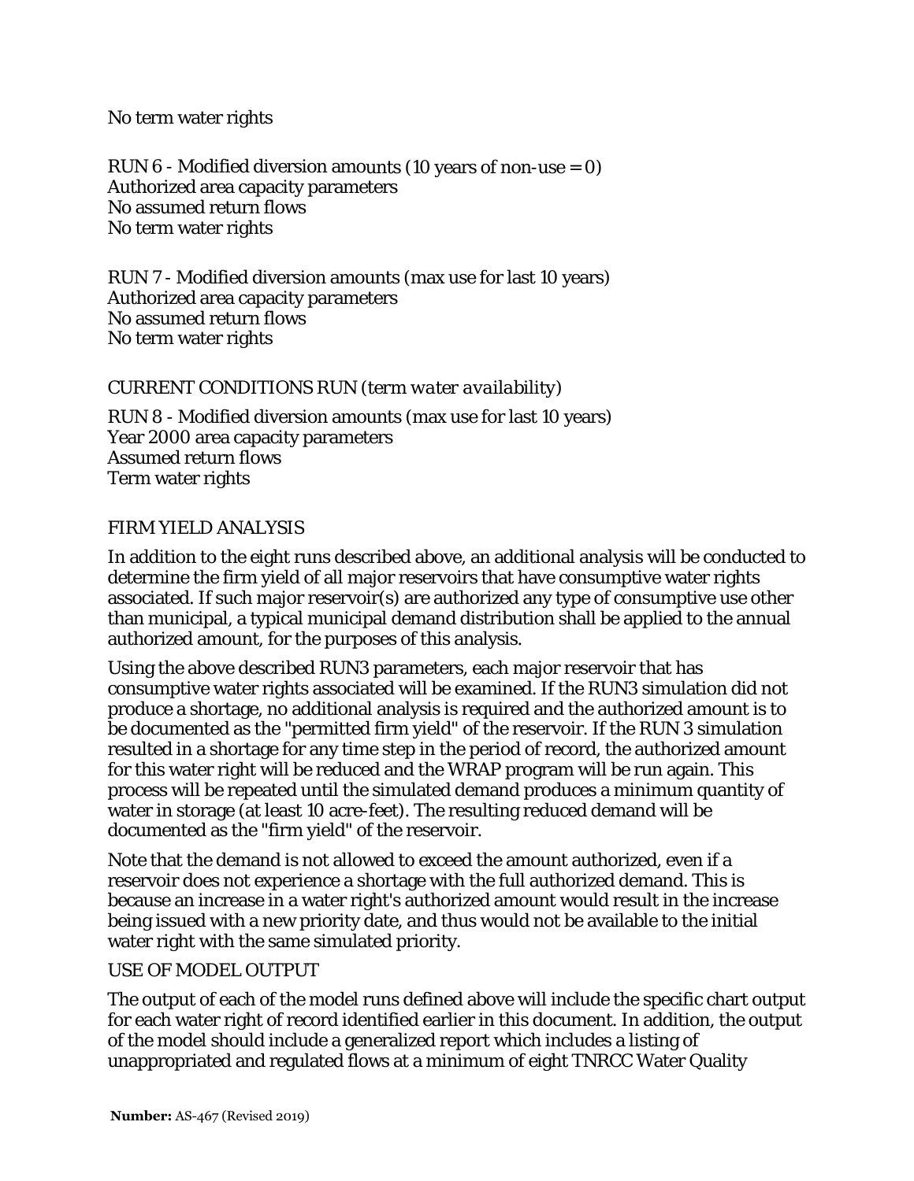No term water rights

RUN 6 - Modified diversion amounts (10 years of non-use = 0)
Authorized area capacity parameters
No assumed return flows
No term water rights

RUN 7 - Modified diversion amounts (max use for last 10 years)
Authorized area capacity parameters
No assumed return flows
No term water rights

CURRENT CONDITIONS RUN (*term water availability*)

RUN 8 - Modified diversion amounts (max use for last 10 years)
Year 2000 area capacity parameters
Assumed return flows
Term water rights

FIRM YIELD ANALYSIS

In addition to the eight runs described above, an additional analysis will be conducted to determine the firm yield of all major reservoirs that have consumptive water rights associated. If such major reservoir(s) are authorized any type of consumptive use other than municipal, a typical municipal demand distribution shall be applied to the annual authorized amount, for the purposes of this analysis.

Using the above described RUN3 parameters, each major reservoir that has consumptive water rights associated will be examined. If the RUN3 simulation did not produce a shortage, no additional analysis is required and the authorized amount is to be documented as the "permitted firm yield" of the reservoir. If the RUN 3 simulation resulted in a shortage for any time step in the period of record, the authorized amount for this water right will be reduced and the WRAP program will be run again. This process will be repeated until the simulated demand produces a minimum quantity of water in storage (at least 10 acre-feet). The resulting reduced demand will be documented as the "firm yield" of the reservoir.

Note that the demand is not allowed to exceed the amount authorized, even if a reservoir does not experience a shortage with the full authorized demand. This is because an increase in a water right's authorized amount would result in the increase being issued with a new priority date, and thus would not be available to the initial water right with the same simulated priority.

USE OF MODEL OUTPUT

The output of each of the model runs defined above will include the specific chart output for each water right of record identified earlier in this document. In addition, the output of the model should include a generalized report which includes a listing of unappropriated and regulated flows at a minimum of eight TNRCC Water Quality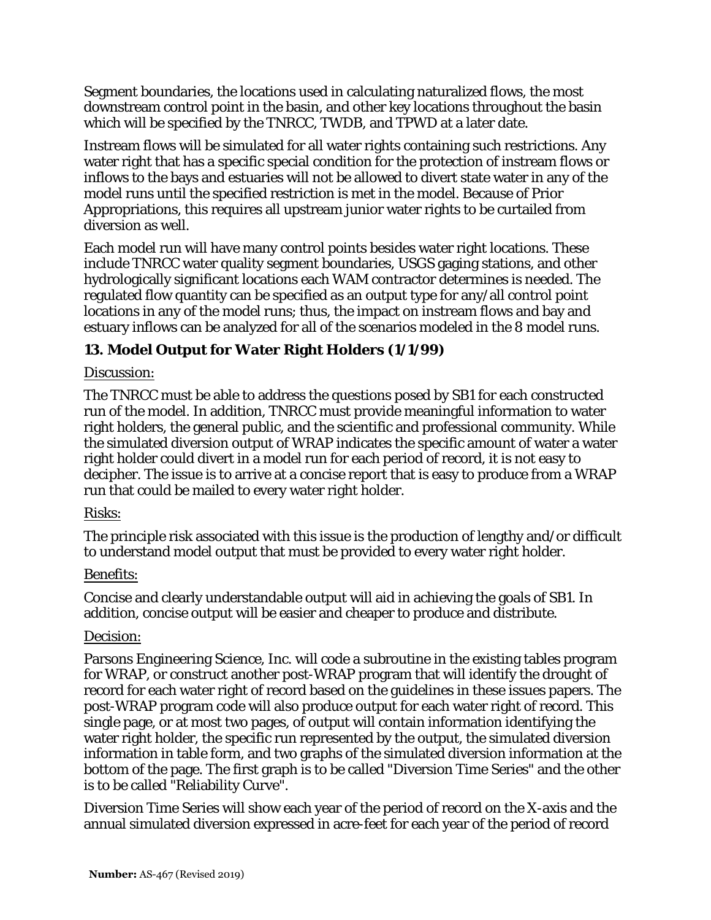Segment boundaries, the locations used in calculating naturalized flows, the most downstream control point in the basin, and other key locations throughout the basin which will be specified by the TNRCC, TWDB, and TPWD at a later date.

Instream flows will be simulated for all water rights containing such restrictions. Any water right that has a specific special condition for the protection of instream flows or inflows to the bays and estuaries will not be allowed to divert state water in any of the model runs until the specified restriction is met in the model. Because of Prior Appropriations, this requires all upstream junior water rights to be curtailed from diversion as well.

Each model run will have many control points besides water right locations. These include TNRCC water quality segment boundaries, USGS gaging stations, and other hydrologically significant locations each WAM contractor determines is needed. The regulated flow quantity can be specified as an output type for any/all control point locations in any of the model runs; thus, the impact on instream flows and bay and estuary inflows can be analyzed for all of the scenarios modeled in the 8 model runs.

### 13. Model Output for Water Right Holders (1/1/99)

Discussion:

The TNRCC must be able to address the questions posed by SB1 for each constructed run of the model. In addition, TNRCC must provide meaningful information to water right holders, the general public, and the scientific and professional community. While the simulated diversion output of WRAP indicates the specific amount of water a water right holder could divert in a model run for each period of record, it is not easy to decipher. The issue is to arrive at a concise report that is easy to produce from a WRAP run that could be mailed to every water right holder.

Risks:

The principle risk associated with this issue is the production of lengthy and/or difficult to understand model output that must be provided to every water right holder.

Benefits:

Concise and clearly understandable output will aid in achieving the goals of SB1. In addition, concise output will be easier and cheaper to produce and distribute.

Decision:

Parsons Engineering Science, Inc. will code a subroutine in the existing tables program for WRAP, or construct another post-WRAP program that will identify the drought of record for each water right of record based on the guidelines in these issues papers. The post-WRAP program code will also produce output for each water right of record. This single page, or at most two pages, of output will contain information identifying the water right holder, the specific run represented by the output, the simulated diversion information in table form, and two graphs of the simulated diversion information at the bottom of the page. The first graph is to be called "Diversion Time Series" and the other is to be called "Reliability Curve".

Diversion Time Series will show each year of the period of record on the X-axis and the annual simulated diversion expressed in acre-feet for each year of the period of record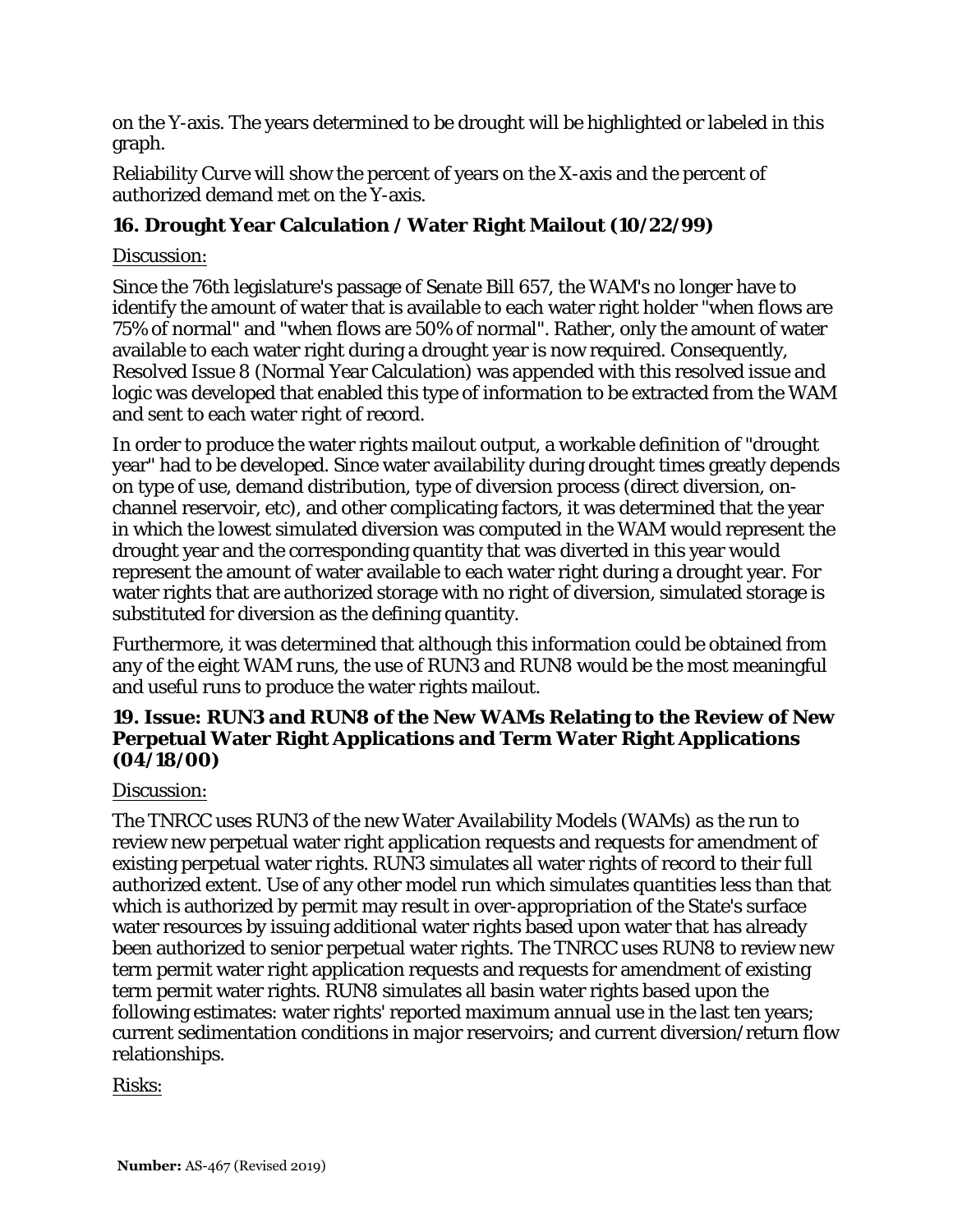on the Y-axis. The years determined to be drought will be highlighted or labeled in this graph.

Reliability Curve will show the percent of years on the X-axis and the percent of authorized demand met on the Y-axis.

### 16. Drought Year Calculation / Water Right Mailout (10/22/99)

Discussion:

Since the 76th legislature's passage of Senate Bill 657, the WAM's no longer have to identify the amount of water that is available to each water right holder "when flows are 75% of normal" and "when flows are 50% of normal". Rather, only the amount of water available to each water right during a drought year is now required. Consequently, Resolved Issue 8 (Normal Year Calculation) was appended with this resolved issue and logic was developed that enabled this type of information to be extracted from the WAM and sent to each water right of record.

In order to produce the water rights mailout output, a workable definition of "drought year" had to be developed. Since water availability during drought times greatly depends on type of use, demand distribution, type of diversion process (direct diversion, on-channel reservoir, etc), and other complicating factors, it was determined that the year in which the lowest simulated diversion was computed in the WAM would represent the drought year and the corresponding quantity that was diverted in this year would represent the amount of water available to each water right during a drought year. For water rights that are authorized storage with no right of diversion, simulated storage is substituted for diversion as the defining quantity.

Furthermore, it was determined that although this information could be obtained from any of the eight WAM runs, the use of RUN3 and RUN8 would be the most meaningful and useful runs to produce the water rights mailout.

### 19. Issue: RUN3 and RUN8 of the New WAMs Relating to the Review of New Perpetual Water Right Applications and Term Water Right Applications (04/18/00)

Discussion:

The TNRCC uses RUN3 of the new Water Availability Models (WAMs) as the run to review new perpetual water right application requests and requests for amendment of existing perpetual water rights. RUN3 simulates all water rights of record to their full authorized extent. Use of any other model run which simulates quantities less than that which is authorized by permit may result in over-appropriation of the State's surface water resources by issuing additional water rights based upon water that has already been authorized to senior perpetual water rights. The TNRCC uses RUN8 to review new term permit water right application requests and requests for amendment of existing term permit water rights. RUN8 simulates all basin water rights based upon the following estimates: water rights' reported maximum annual use in the last ten years; current sedimentation conditions in major reservoirs; and current diversion/return flow relationships.

Risks: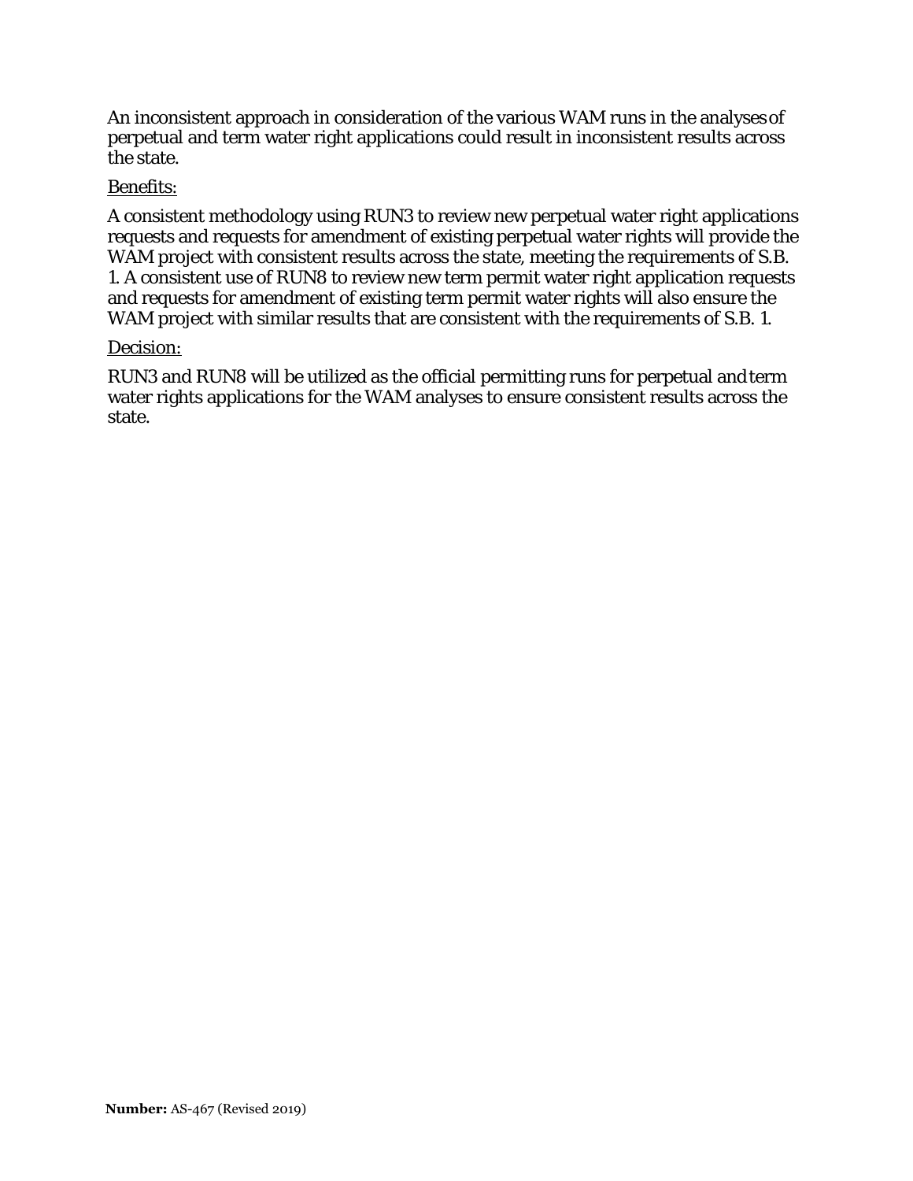An inconsistent approach in consideration of the various WAM runs in the analyses of perpetual and term water right applications could result in inconsistent results across the state.

Benefits:

A consistent methodology using RUN3 to review new perpetual water right applications requests and requests for amendment of existing perpetual water rights will provide the WAM project with consistent results across the state, meeting the requirements of S.B. 1. A consistent use of RUN8 to review new term permit water right application requests and requests for amendment of existing term permit water rights will also ensure the WAM project with similar results that are consistent with the requirements of S.B. 1.

Decision:

RUN3 and RUN8 will be utilized as the official permitting runs for perpetual and term water rights applications for the WAM analyses to ensure consistent results across the state.